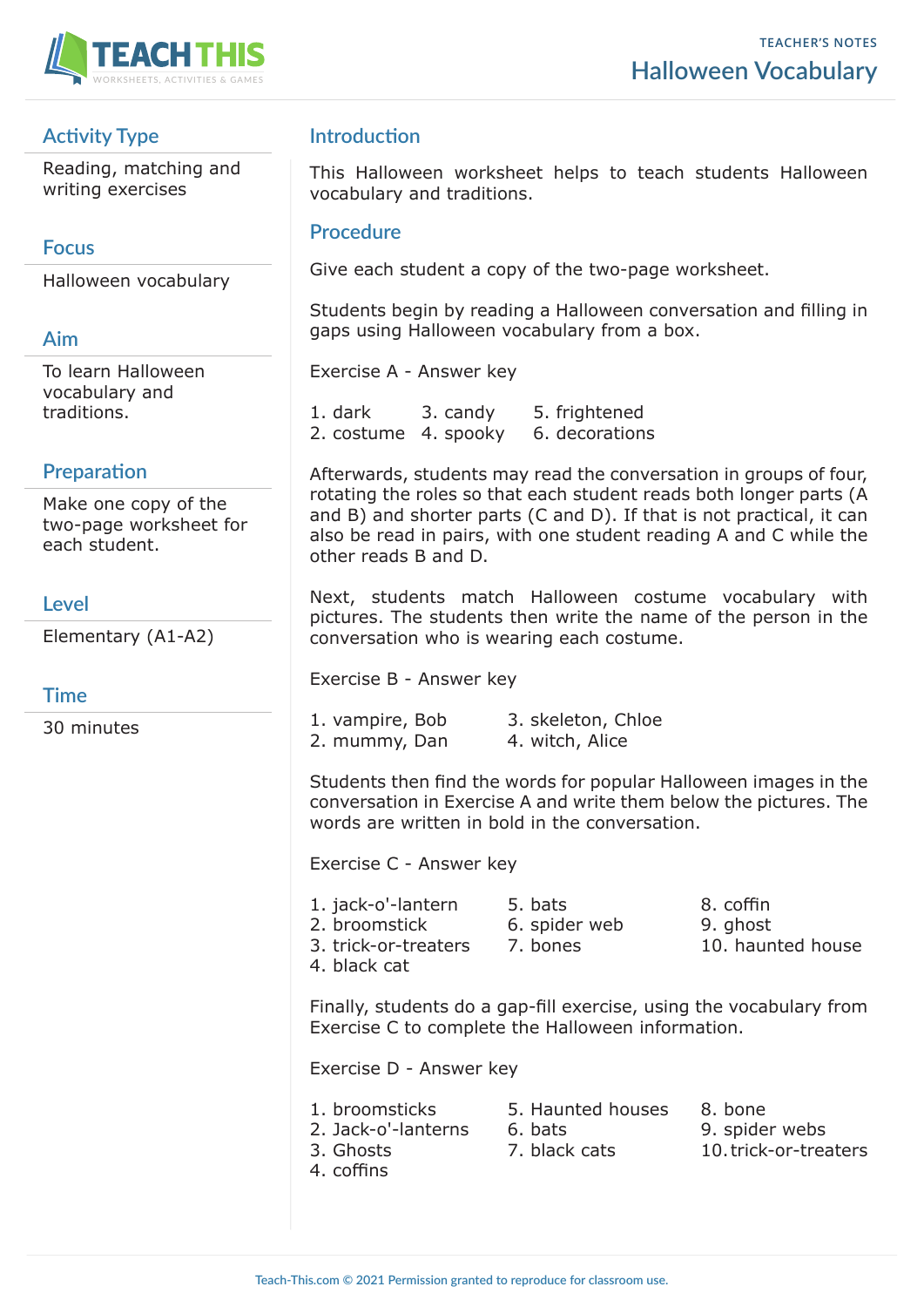TEACHER'S NOTES

# Halloween Vocabulary

## Activity Type

Reading, matching and writing exercises

## Focus

Halloween vocabulary

## Aim

To learn Halloween vocabulary and traditions.

## Preparation

Make one copy of the two-page worksheet for each student.

## Level

Elementary (A1-A2)

## Time

30 minutes

## Introduction

This Halloween worksheet helps to teach students Halloween vocabulary and traditions.

## Procedure

Give each student a copy of the two-page worksheet.

Students begin by reading a Halloween conversation and filling in gaps using Halloween vocabulary from a box.

Exercise A - Answer key

1. dark
2. costume
3. candy
4. spooky
5. frightened
6. decorations

Afterwards, students may read the conversation in groups of four, rotating the roles so that each student reads both longer parts (A and B) and shorter parts (C and D). If that is not practical, it can also be read in pairs, with one student reading A and C while the other reads B and D.

Next, students match Halloween costume vocabulary with pictures. The students then write the name of the person in the conversation who is wearing each costume.

Exercise B - Answer key

1. vampire, Bob
2. mummy, Dan
3. skeleton, Chloe
4. witch, Alice

Students then find the words for popular Halloween images in the conversation in Exercise A and write them below the pictures. The words are written in bold in the conversation.

Exercise C - Answer key

1. jack-o'-lantern
2. broomstick
3. trick-or-treaters
4. black cat
5. bats
6. spider web
7. bones
8. coffin
9. ghost
10. haunted house

Finally, students do a gap-fill exercise, using the vocabulary from Exercise C to complete the Halloween information.

Exercise D - Answer key

1. broomsticks
2. Jack-o'-lanterns
3. Ghosts
4. coffins
5. Haunted houses
6. bats
7. black cats
8. bone
9. spider webs
10. trick-or-treaters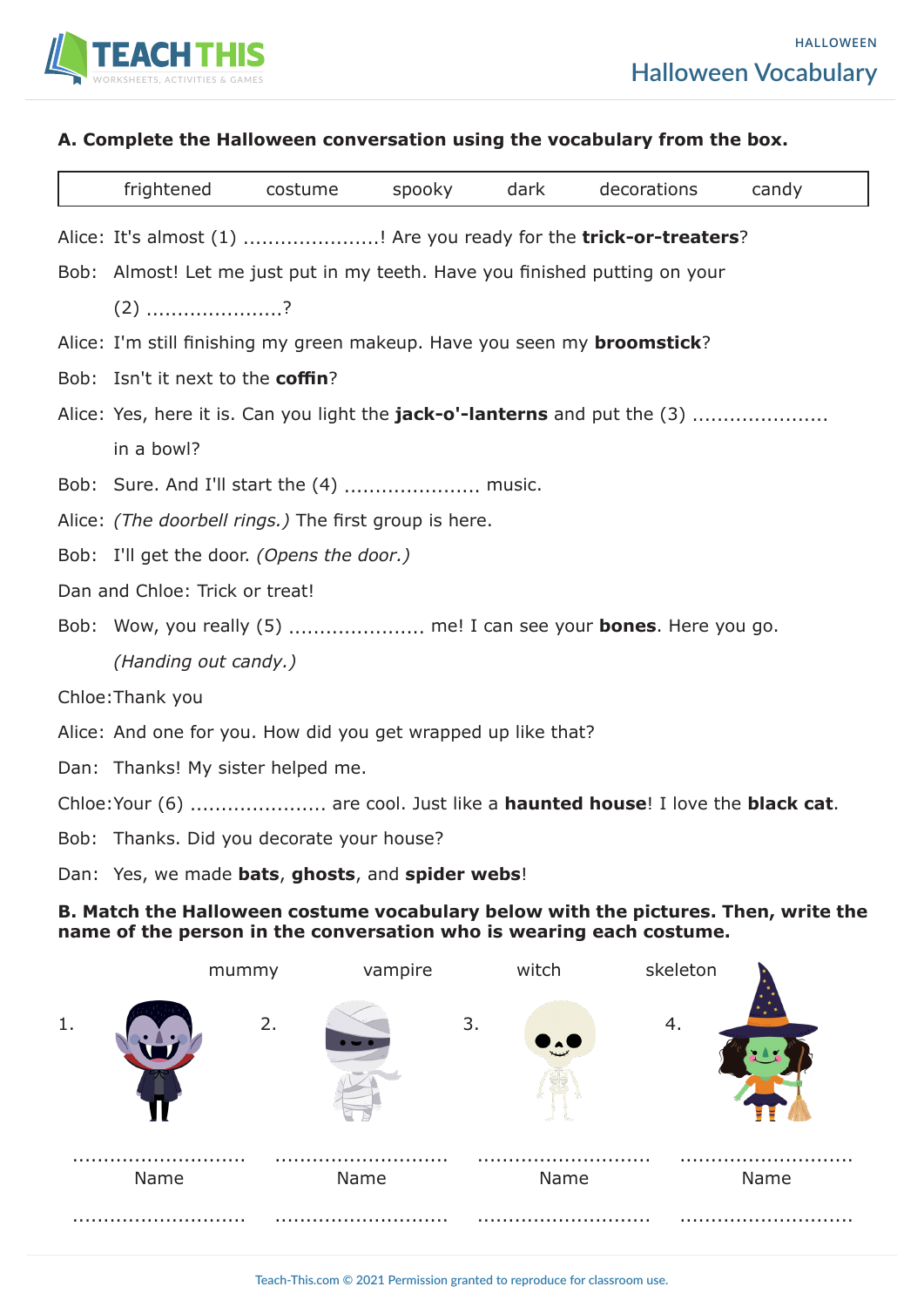# Halloween Vocabulary

## A. Complete the Halloween conversation using the vocabulary from the box.

| frightened | costume | spooky | dark | decorations | candy |
|---|---|---|---|---|---|

Alice: It's almost (1) ......................! Are you ready for the **trick-or-treaters**?

Bob: Almost! Let me just put in my teeth. Have you finished putting on your (2) ......................?

Alice: I'm still finishing my green makeup. Have you seen my **broomstick**?

Bob: Isn't it next to the **coffin**?

Alice: Yes, here it is. Can you light the **jack-o'-lanterns** and put the (3) ...................... in a bowl?

Bob: Sure. And I'll start the (4) ...................... music.

Alice: *(The doorbell rings.)* The first group is here.

Bob: I'll get the door. *(Opens the door.)*

Dan and Chloe: Trick or treat!

Bob: Wow, you really (5) ...................... me! I can see your **bones**. Here you go. *(Handing out candy.)*

Chloe: Thank you

Alice: And one for you. How did you get wrapped up like that?

Dan: Thanks! My sister helped me.

Chloe: Your (6) ...................... are cool. Just like a **haunted house**! I love the **black cat**.

Bob: Thanks. Did you decorate your house?

Dan: Yes, we made **bats**, **ghosts**, and **spider webs**!

## B. Match the Halloween costume vocabulary below with the pictures. Then, write the name of the person in the conversation who is wearing each costume.

mummy     vampire     witch     skeleton

| 1. | 2. | 3. | 4. |
|---|---|---|---|
| ............................ | ............................ | ............................ | ............................ |
| Name | Name | Name | Name |
| ............................ | ............................ | ............................ | ............................ |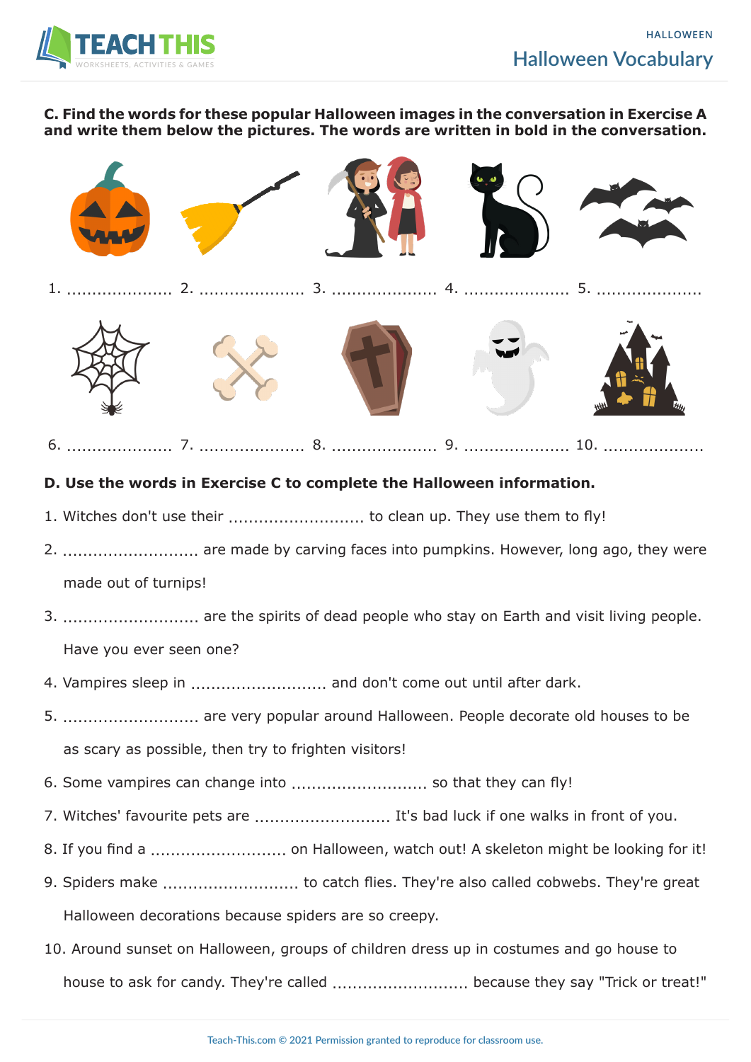**C. Find the words for these popular Halloween images in the conversation in Exercise A and write them below the pictures. The words are written in bold in the conversation.**

1. .....................
2. .....................
3. .....................
4. .....................
5. .....................

6. .....................
7. .....................
8. .....................
9. .....................
10. .....................

**D. Use the words in Exercise C to complete the Halloween information.**

1. Witches don't use their ........................... to clean up. They use them to fly!
2. ........................... are made by carving faces into pumpkins. However, long ago, they were made out of turnips!
3. ........................... are the spirits of dead people who stay on Earth and visit living people. Have you ever seen one?
4. Vampires sleep in ........................... and don't come out until after dark.
5. ........................... are very popular around Halloween. People decorate old houses to be as scary as possible, then try to frighten visitors!
6. Some vampires can change into ........................... so that they can fly!
7. Witches' favourite pets are ........................... It's bad luck if one walks in front of you.
8. If you find a ........................... on Halloween, watch out! A skeleton might be looking for it!
9. Spiders make ........................... to catch flies. They're also called cobwebs. They're great Halloween decorations because spiders are so creepy.
10. Around sunset on Halloween, groups of children dress up in costumes and go house to house to ask for candy. They're called ........................... because they say "Trick or treat!"